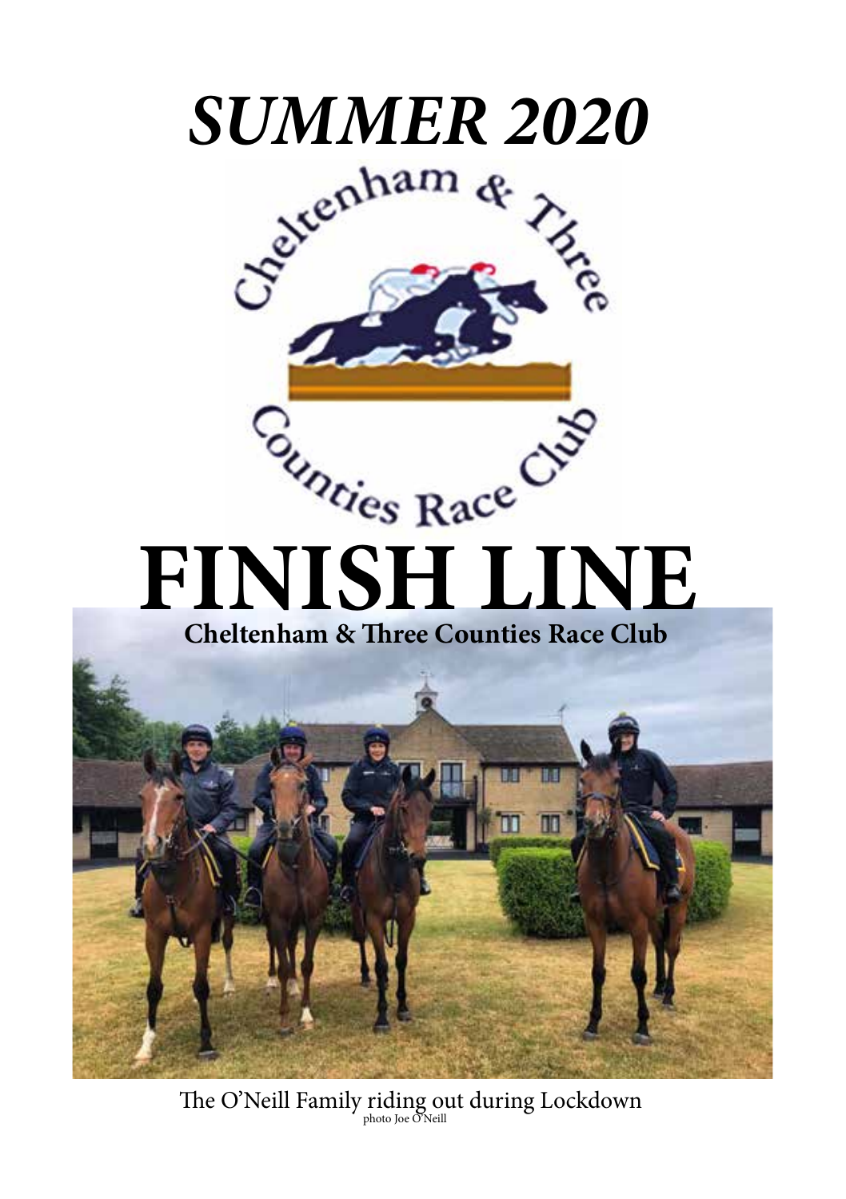# *SUMMER 2020*

# FINISH LINE

**Cheltenham & Three Counties Race Club**

The O'Neill Family riding out during Lockdown

photo Joe O'Neill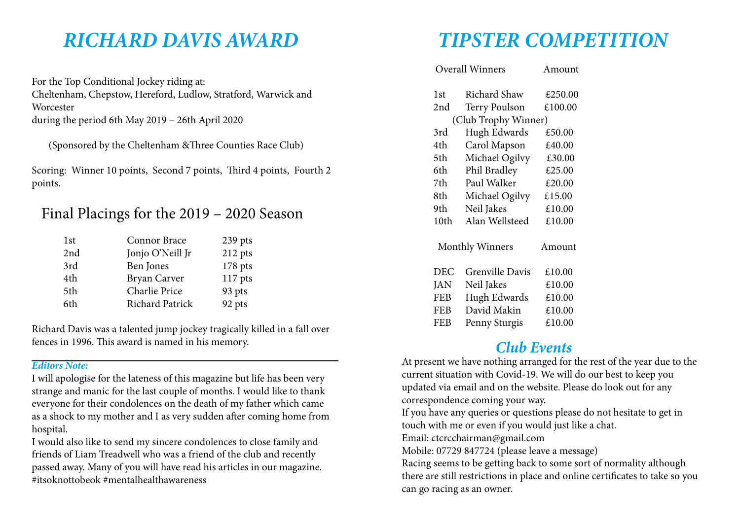# RICHARD DAVIS AWARD

For the Top Conditional Jockey riding at:
Cheltenham, Chepstow, Hereford, Ludlow, Stratford, Warwick and Worcester
during the period 6th May 2019 – 26th April 2020

(Sponsored by the Cheltenham &Three Counties Race Club)

Scoring: Winner 10 points, Second 7 points, Third 4 points, Fourth 2 points.

## Final Placings for the 2019 – 2020 Season

| | | |
|---|---|---|
| 1st | Connor Brace | 239 pts |
| 2nd | Jonjo O'Neill Jr | 212 pts |
| 3rd | Ben Jones | 178 pts |
| 4th | Bryan Carver | 117 pts |
| 5th | Charlie Price | 93 pts |
| 6th | Richard Patrick | 92 pts |

Richard Davis was a talented jump jockey tragically killed in a fall over fences in 1996. This award is named in his memory.

***Editors Note:***

I will apologise for the lateness of this magazine but life has been very strange and manic for the last couple of months. I would like to thank everyone for their condolences on the death of my father which came as a shock to my mother and I as very sudden after coming home from hospital.

I would also like to send my sincere condolences to close family and friends of Liam Treadwell who was a friend of the club and recently passed away. Many of you will have read his articles in our magazine. #itsoknottobeok #mentalhealthawareness

# TIPSTER COMPETITION

| Overall Winners | | Amount |
|---|---|---|
| 1st | Richard Shaw | £250.00 |
| 2nd | Terry Poulson (Club Trophy Winner) | £100.00 |
| 3rd | Hugh Edwards | £50.00 |
| 4th | Carol Mapson | £40.00 |
| 5th | Michael Ogilvy | £30.00 |
| 6th | Phil Bradley | £25.00 |
| 7th | Paul Walker | £20.00 |
| 8th | Michael Ogilvy | £15.00 |
| 9th | Neil Jakes | £10.00 |
| 10th | Alan Wellsteed | £10.00 |

| Monthly Winners | | Amount |
|---|---|---|
| DEC | Grenville Davis | £10.00 |
| JAN | Neil Jakes | £10.00 |
| FEB | Hugh Edwards | £10.00 |
| FEB | David Makin | £10.00 |
| FEB | Penny Sturgis | £10.00 |

## *Club Events*

At present we have nothing arranged for the rest of the year due to the current situation with Covid-19. We will do our best to keep you updated via email and on the website. Please do look out for any correspondence coming your way.

If you have any queries or questions please do not hesitate to get in touch with me or even if you would just like a chat.

Email: ctcrcchairman@gmail.com

Mobile: 07729 847724 (please leave a message)

Racing seems to be getting back to some sort of normality although there are still restrictions in place and online certificates to take so you can go racing as an owner.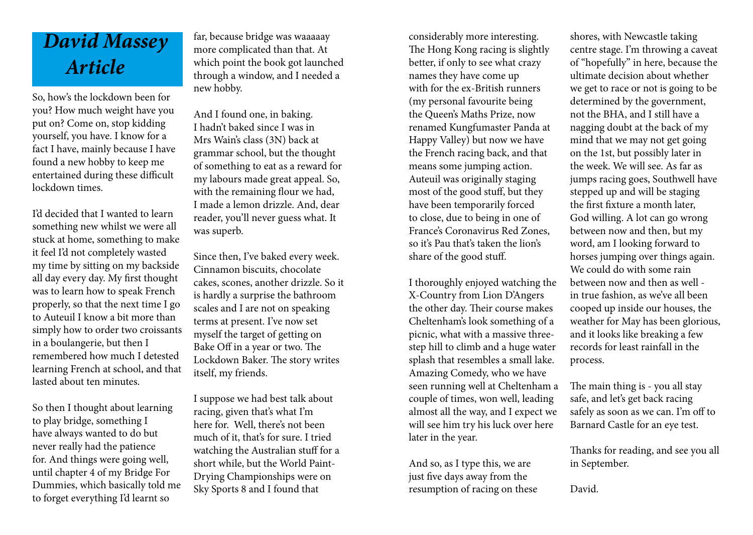# *David Massey Article*

So, how's the lockdown been for you? How much weight have you put on? Come on, stop kidding yourself, you have. I know for a fact I have, mainly because I have found a new hobby to keep me entertained during these difficult lockdown times.

I'd decided that I wanted to learn something new whilst we were all stuck at home, something to make it feel I'd not completely wasted my time by sitting on my backside all day every day. My first thought was to learn how to speak French properly, so that the next time I go to Auteuil I know a bit more than simply how to order two croissants in a boulangerie, but then I remembered how much I detested learning French at school, and that lasted about ten minutes.

So then I thought about learning to play bridge, something I have always wanted to do but never really had the patience for. And things were going well, until chapter 4 of my Bridge For Dummies, which basically told me to forget everything I'd learnt so far, because bridge was waaaaay more complicated than that. At which point the book got launched through a window, and I needed a new hobby.

And I found one, in baking. I hadn't baked since I was in Mrs Wain's class (3N) back at grammar school, but the thought of something to eat as a reward for my labours made great appeal. So, with the remaining flour we had, I made a lemon drizzle. And, dear reader, you'll never guess what. It was superb.

Since then, I've baked every week. Cinnamon biscuits, chocolate cakes, scones, another drizzle. So it is hardly a surprise the bathroom scales and I are not on speaking terms at present. I've now set myself the target of getting on Bake Off in a year or two. The Lockdown Baker. The story writes itself, my friends.

I suppose we had best talk about racing, given that's what I'm here for. Well, there's not been much of it, that's for sure. I tried watching the Australian stuff for a short while, but the World Paint-Drying Championships were on Sky Sports 8 and I found that considerably more interesting. The Hong Kong racing is slightly better, if only to see what crazy names they have come up with for the ex-British runners (my personal favourite being the Queen's Maths Prize, now renamed Kungfumaster Panda at Happy Valley) but now we have the French racing back, and that means some jumping action. Auteuil was originally staging most of the good stuff, but they have been temporarily forced to close, due to being in one of France's Coronavirus Red Zones, so it's Pau that's taken the lion's share of the good stuff.

I thoroughly enjoyed watching the X-Country from Lion D'Angers the other day. Their course makes Cheltenham's look something of a picnic, what with a massive three-step hill to climb and a huge water splash that resembles a small lake. Amazing Comedy, who we have seen running well at Cheltenham a couple of times, won well, leading almost all the way, and I expect we will see him try his luck over here later in the year.

And so, as I type this, we are just five days away from the resumption of racing on these shores, with Newcastle taking centre stage. I'm throwing a caveat of "hopefully" in here, because the ultimate decision about whether we get to race or not is going to be determined by the government, not the BHA, and I still have a nagging doubt at the back of my mind that we may not get going on the 1st, but possibly later in the week. We will see. As far as jumps racing goes, Southwell have stepped up and will be staging the first fixture a month later, God willing. A lot can go wrong between now and then, but my word, am I looking forward to horses jumping over things again. We could do with some rain between now and then as well - in true fashion, as we've all been cooped up inside our houses, the weather for May has been glorious, and it looks like breaking a few records for least rainfall in the process.

The main thing is - you all stay safe, and let's get back racing safely as soon as we can. I'm off to Barnard Castle for an eye test.

Thanks for reading, and see you all in September.

David.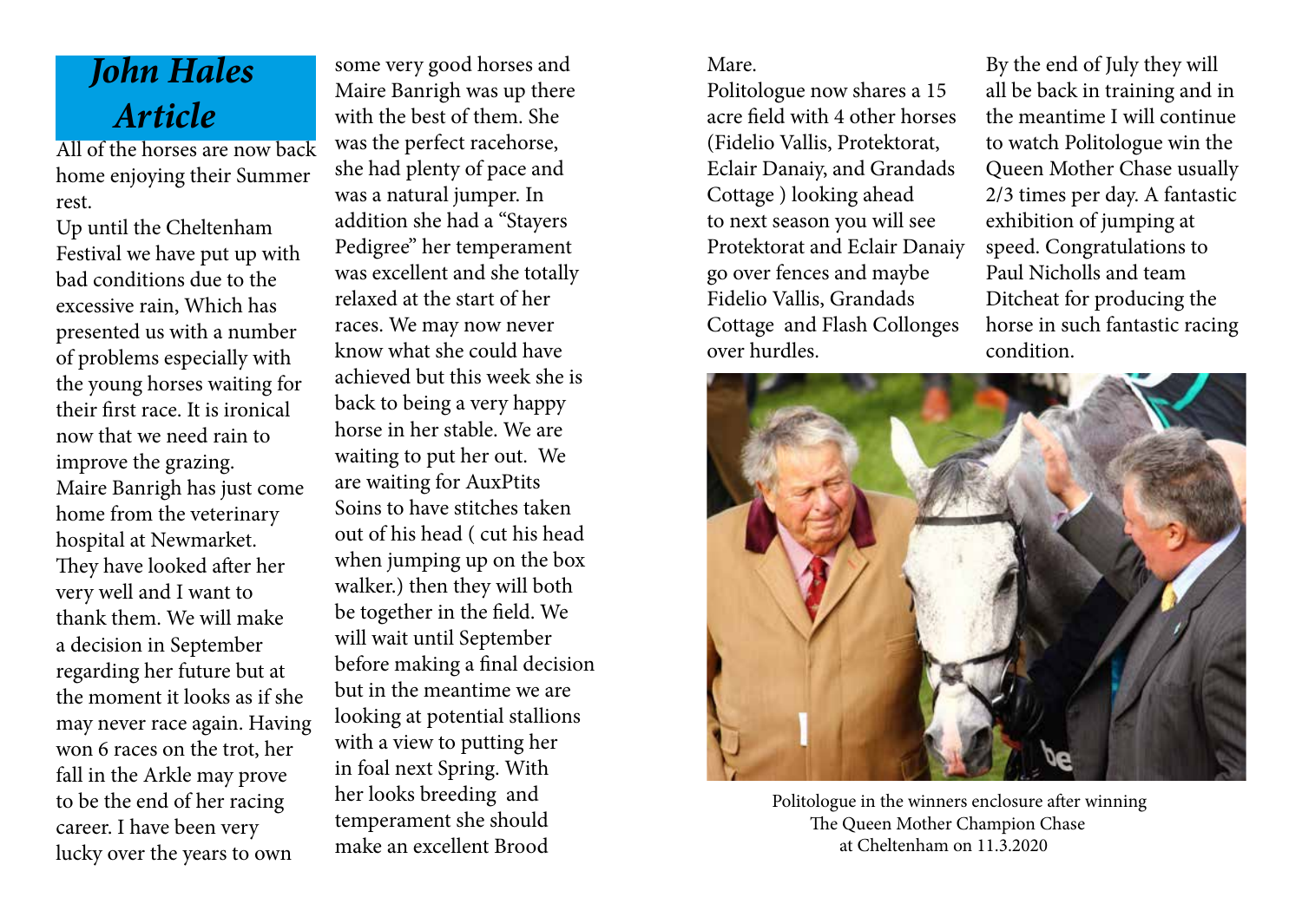# *John Hales Article*

All of the horses are now back home enjoying their Summer rest.

Up until the Cheltenham Festival we have put up with bad conditions due to the excessive rain, Which has presented us with a number of problems especially with the young horses waiting for their first race. It is ironical now that we need rain to improve the grazing.

Maire Banrigh has just come home from the veterinary hospital at Newmarket. They have looked after her very well and I want to thank them. We will make a decision in September regarding her future but at the moment it looks as if she may never race again. Having won 6 races on the trot, her fall in the Arkle may prove to be the end of her racing career. I have been very lucky over the years to own some very good horses and Maire Banrigh was up there with the best of them. She was the perfect racehorse, she had plenty of pace and was a natural jumper. In addition she had a "Stayers Pedigree" her temperament was excellent and she totally relaxed at the start of her races. We may now never know what she could have achieved but this week she is back to being a very happy horse in her stable. We are waiting to put her out. We are waiting for AuxPtits Soins to have stitches taken out of his head ( cut his head when jumping up on the box walker.) then they will both be together in the field. We will wait until September before making a final decision but in the meantime we are looking at potential stallions with a view to putting her in foal next Spring. With her looks breeding and temperament she should make an excellent Brood Mare.

Politologue now shares a 15 acre field with 4 other horses (Fidelio Vallis, Protektorat, Eclair Danaiy, and Grandads Cottage ) looking ahead to next season you will see Protektorat and Eclair Danaiy go over fences and maybe Fidelio Vallis, Grandads Cottage and Flash Collonges over hurdles.

By the end of July they will all be back in training and in the meantime I will continue to watch Politologue win the Queen Mother Chase usually 2/3 times per day. A fantastic exhibition of jumping at speed. Congratulations to Paul Nicholls and team Ditcheat for producing the horse in such fantastic racing condition.

Politologue in the winners enclosure after winning The Queen Mother Champion Chase at Cheltenham on 11.3.2020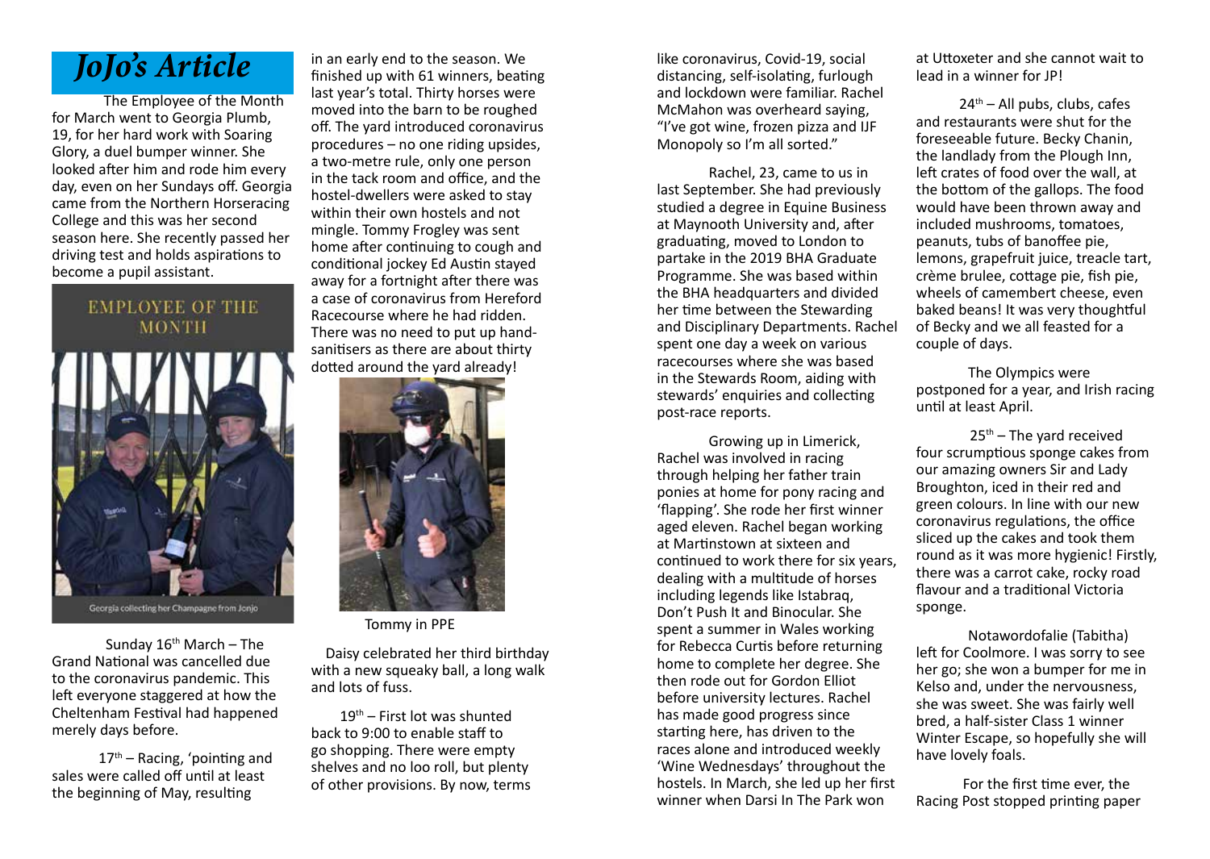# JoJo's Article

The Employee of the Month for March went to Georgia Plumb, 19, for her hard work with Soaring Glory, a duel bumper winner. She looked after him and rode him every day, even on her Sundays off. Georgia came from the Northern Horseracing College and this was her second season here. She recently passed her driving test and holds aspirations to become a pupil assistant.

EMPLOYEE OF THE MONTH

Georgia collecting her Champagne from Jonjo

Sunday 16th March – The Grand National was cancelled due to the coronavirus pandemic. This left everyone staggered at how the Cheltenham Festival had happened merely days before.

17th – Racing, 'pointing and sales were called off until at least the beginning of May, resulting in an early end to the season. We finished up with 61 winners, beating last year's total. Thirty horses were moved into the barn to be roughed off. The yard introduced coronavirus procedures – no one riding upsides, a two-metre rule, only one person in the tack room and office, and the hostel-dwellers were asked to stay within their own hostels and not mingle. Tommy Frogley was sent home after continuing to cough and conditional jockey Ed Austin stayed away for a fortnight after there was a case of coronavirus from Hereford Racecourse where he had ridden. There was no need to put up hand-sanitisers as there are about thirty dotted around the yard already!

Tommy in PPE

Daisy celebrated her third birthday with a new squeaky ball, a long walk and lots of fuss.

19th – First lot was shunted back to 9:00 to enable staff to go shopping. There were empty shelves and no loo roll, but plenty of other provisions. By now, terms like coronavirus, Covid-19, social distancing, self-isolating, furlough and lockdown were familiar. Rachel McMahon was overheard saying, "I've got wine, frozen pizza and IJF Monopoly so I'm all sorted."

Rachel, 23, came to us in last September. She had previously studied a degree in Equine Business at Maynooth University and, after graduating, moved to London to partake in the 2019 BHA Graduate Programme. She was based within the BHA headquarters and divided her time between the Stewarding and Disciplinary Departments. Rachel spent one day a week on various racecourses where she was based in the Stewards Room, aiding with stewards' enquiries and collecting post-race reports.

Growing up in Limerick, Rachel was involved in racing through helping her father train ponies at home for pony racing and 'flapping'. She rode her first winner aged eleven. Rachel began working at Martinstown at sixteen and continued to work there for six years, dealing with a multitude of horses including legends like Istabraq, Don't Push It and Binocular. She spent a summer in Wales working for Rebecca Curtis before returning home to complete her degree. She then rode out for Gordon Elliot before university lectures. Rachel has made good progress since starting here, has driven to the races alone and introduced weekly 'Wine Wednesdays' throughout the hostels. In March, she led up her first winner when Darsi In The Park won at Uttoxeter and she cannot wait to lead in a winner for JP!

24th – All pubs, clubs, cafes and restaurants were shut for the foreseeable future. Becky Chanin, the landlady from the Plough Inn, left crates of food over the wall, at the bottom of the gallops. The food would have been thrown away and included mushrooms, tomatoes, peanuts, tubs of banoffee pie, lemons, grapefruit juice, treacle tart, crème brulee, cottage pie, fish pie, wheels of camembert cheese, even baked beans! It was very thoughtful of Becky and we all feasted for a couple of days.

The Olympics were postponed for a year, and Irish racing until at least April.

25th – The yard received four scrumptious sponge cakes from our amazing owners Sir and Lady Broughton, iced in their red and green colours. In line with our new coronavirus regulations, the office sliced up the cakes and took them round as it was more hygienic! Firstly, there was a carrot cake, rocky road flavour and a traditional Victoria sponge.

Notawordofalie (Tabitha) left for Coolmore. I was sorry to see her go; she won a bumper for me in Kelso and, under the nervousness, she was sweet. She was fairly well bred, a half-sister Class 1 winner Winter Escape, so hopefully she will have lovely foals.

For the first time ever, the Racing Post stopped printing paper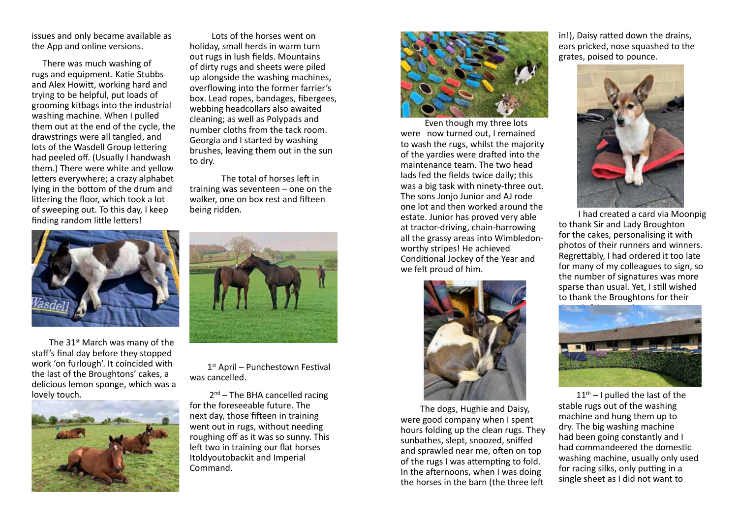issues and only became available as the App and online versions.

There was much washing of rugs and equipment. Katie Stubbs and Alex Howitt, working hard and trying to be helpful, put loads of grooming kitbags into the industrial washing machine. When I pulled them out at the end of the cycle, the drawstrings were all tangled, and lots of the Wasdell Group lettering had peeled off. (Usually I handwash them.) There were white and yellow letters everywhere; a crazy alphabet lying in the bottom of the drum and littering the floor, which took a lot of sweeping out. To this day, I keep finding random little letters!

The 31st March was many of the staff's final day before they stopped work 'on furlough'. It coincided with the last of the Broughtons' cakes, a delicious lemon sponge, which was a lovely touch.

Lots of the horses went on holiday, small herds in warm turn out rugs in lush fields. Mountains of dirty rugs and sheets were piled up alongside the washing machines, overflowing into the former farrier's box. Lead ropes, bandages, fibergees, webbing headcollars also awaited cleaning; as well as Polypads and number cloths from the tack room. Georgia and I started by washing brushes, leaving them out in the sun to dry.

The total of horses left in training was seventeen – one on the walker, one on box rest and fifteen being ridden.

1st April – Punchestown Festival was cancelled.

2nd – The BHA cancelled racing for the foreseeable future. The next day, those fifteen in training went out in rugs, without needing roughing off as it was so sunny. This left two in training our flat horses Itoldyoutobackit and Imperial Command.

Even though my three lots were now turned out, I remained to wash the rugs, whilst the majority of the yardies were drafted into the maintenance team. The two head lads fed the fields twice daily; this was a big task with ninety-three out. The sons Jonjo Junior and AJ rode one lot and then worked around the estate. Junior has proved very able at tractor-driving, chain-harrowing all the grassy areas into Wimbledon-worthy stripes! He achieved Conditional Jockey of the Year and we felt proud of him.

The dogs, Hughie and Daisy, were good company when I spent hours folding up the clean rugs. They sunbathes, slept, snoozed, sniffed and sprawled near me, often on top of the rugs I was attempting to fold. In the afternoons, when I was doing the horses in the barn (the three left in!), Daisy ratted down the drains, ears pricked, nose squashed to the grates, poised to pounce.

I had created a card via Moonpig to thank Sir and Lady Broughton for the cakes, personalising it with photos of their runners and winners. Regrettably, I had ordered it too late for many of my colleagues to sign, so the number of signatures was more sparse than usual. Yet, I still wished to thank the Broughtons for their

11th – I pulled the last of the stable rugs out of the washing machine and hung them up to dry. The big washing machine had been going constantly and I had commandeered the domestic washing machine, usually only used for racing silks, only putting in a single sheet as I did not want to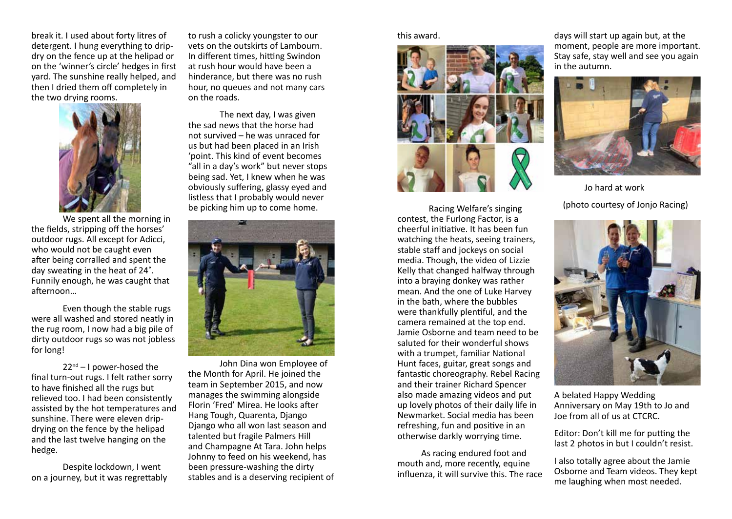break it. I used about forty litres of detergent. I hung everything to drip-dry on the fence up at the helipad or on the 'winner's circle' hedges in first yard. The sunshine really helped, and then I dried them off completely in the two drying rooms.

We spent all the morning in the fields, stripping off the horses' outdoor rugs. All except for Adicci, who would not be caught even after being corralled and spent the day sweating in the heat of 24˚. Funnily enough, he was caught that afternoon…

Even though the stable rugs were all washed and stored neatly in the rug room, I now had a big pile of dirty outdoor rugs so was not jobless for long!

22nd – I power-hosed the final turn-out rugs. I felt rather sorry to have finished all the rugs but relieved too. I had been consistently assisted by the hot temperatures and sunshine. There were eleven drip-drying on the fence by the helipad and the last twelve hanging on the hedge.

Despite lockdown, I went on a journey, but it was regrettably to rush a colicky youngster to our vets on the outskirts of Lambourn. In different times, hitting Swindon at rush hour would have been a hinderance, but there was no rush hour, no queues and not many cars on the roads.

The next day, I was given the sad news that the horse had not survived – he was unraced for us but had been placed in an Irish 'point. This kind of event becomes "all in a day's work" but never stops being sad. Yet, I knew when he was obviously suffering, glassy eyed and listless that I probably would never be picking him up to come home.

John Dina won Employee of the Month for April. He joined the team in September 2015, and now manages the swimming alongside Florin 'Fred' Mirea. He looks after Hang Tough, Quarenta, Django Django who all won last season and talented but fragile Palmers Hill and Champagne At Tara. John helps Johnny to feed on his weekend, has been pressure-washing the dirty stables and is a deserving recipient of this award.

Racing Welfare's singing contest, the Furlong Factor, is a cheerful initiative. It has been fun watching the heats, seeing trainers, stable staff and jockeys on social media. Though, the video of Lizzie Kelly that changed halfway through into a braying donkey was rather mean. And the one of Luke Harvey in the bath, where the bubbles were thankfully plentiful, and the camera remained at the top end. Jamie Osborne and team need to be saluted for their wonderful shows with a trumpet, familiar National Hunt faces, guitar, great songs and fantastic choreography. Rebel Racing and their trainer Richard Spencer also made amazing videos and put up lovely photos of their daily life in Newmarket. Social media has been refreshing, fun and positive in an otherwise darkly worrying time.

As racing endured foot and mouth and, more recently, equine influenza, it will survive this. The race days will start up again but, at the moment, people are more important. Stay safe, stay well and see you again in the autumn.

Jo hard at work

(photo courtesy of Jonjo Racing)

A belated Happy Wedding Anniversary on May 19th to Jo and Joe from all of us at CTCRC.

Editor: Don't kill me for putting the last 2 photos in but I couldn't resist.

I also totally agree about the Jamie Osborne and Team videos. They kept me laughing when most needed.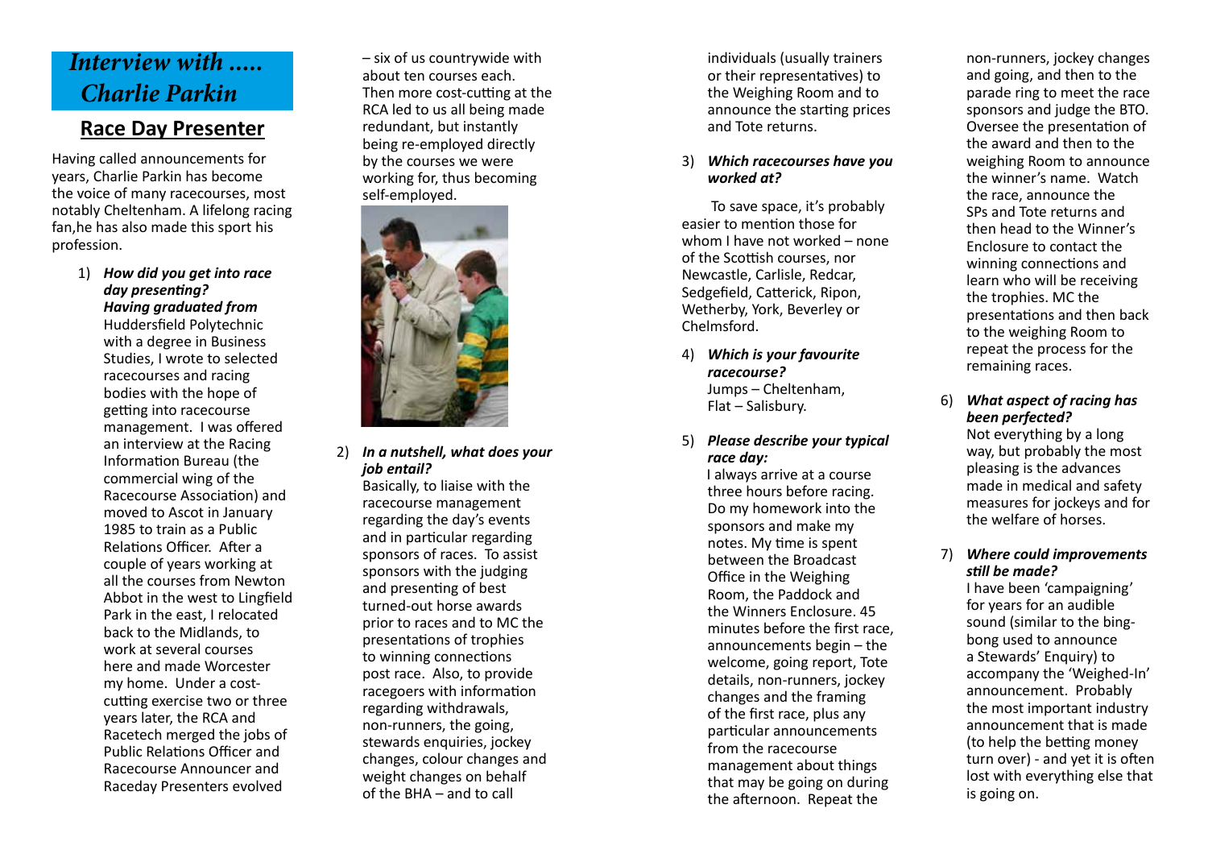# *Interview with ..... Charlie Parkin*

## Race Day Presenter

Having called announcements for years, Charlie Parkin has become the voice of many racecourses, most notably Cheltenham. A lifelong racing fan,he has also made this sport his profession.

1) ***How did you get into race day presenting?***
   ***Having graduated from*** Huddersfield Polytechnic with a degree in Business Studies, I wrote to selected racecourses and racing bodies with the hope of getting into racecourse management. I was offered an interview at the Racing Information Bureau (the commercial wing of the Racecourse Association) and moved to Ascot in January 1985 to train as a Public Relations Officer. After a couple of years working at all the courses from Newton Abbot in the west to Lingfield Park in the east, I relocated back to the Midlands, to work at several courses here and made Worcester my home. Under a cost-cutting exercise two or three years later, the RCA and Racetech merged the jobs of Public Relations Officer and Racecourse Announcer and Raceday Presenters evolved – six of us countrywide with about ten courses each. Then more cost-cutting at the RCA led to us all being made redundant, but instantly being re-employed directly by the courses we were working for, thus becoming self-employed.

2) ***In a nutshell, what does your job entail?***
   Basically, to liaise with the racecourse management regarding the day's events and in particular regarding sponsors of races. To assist sponsors with the judging and presenting of best turned-out horse awards prior to races and to MC the presentations of trophies to winning connections post race. Also, to provide racegoers with information regarding withdrawals, non-runners, the going, stewards enquiries, jockey changes, colour changes and weight changes on behalf of the BHA – and to call individuals (usually trainers or their representatives) to the Weighing Room and to announce the starting prices and Tote returns.

3) ***Which racecourses have you worked at?***
   To save space, it's probably easier to mention those for whom I have not worked – none of the Scottish courses, nor Newcastle, Carlisle, Redcar, Sedgefield, Catterick, Ripon, Wetherby, York, Beverley or Chelmsford.

4) ***Which is your favourite racecourse?***
   Jumps – Cheltenham,
   Flat – Salisbury.

5) ***Please describe your typical race day:***
   I always arrive at a course three hours before racing. Do my homework into the sponsors and make my notes. My time is spent between the Broadcast Office in the Weighing Room, the Paddock and the Winners Enclosure. 45 minutes before the first race, announcements begin – the welcome, going report, Tote details, non-runners, jockey changes and the framing of the first race, plus any particular announcements from the racecourse management about things that may be going on during the afternoon. Repeat the non-runners, jockey changes and going, and then to the parade ring to meet the race sponsors and judge the BTO. Oversee the presentation of the award and then to the weighing Room to announce the winner's name. Watch the race, announce the SPs and Tote returns and then head to the Winner's Enclosure to contact the winning connections and learn who will be receiving the trophies. MC the presentations and then back to the weighing Room to repeat the process for the remaining races.

6) ***What aspect of racing has been perfected?***
   Not everything by a long way, but probably the most pleasing is the advances made in medical and safety measures for jockeys and for the welfare of horses.

7) ***Where could improvements still be made?***
   I have been 'campaigning' for years for an audible sound (similar to the bing-bong used to announce a Stewards' Enquiry) to accompany the 'Weighed-In' announcement. Probably the most important industry announcement that is made (to help the betting money turn over) - and yet it is often lost with everything else that is going on.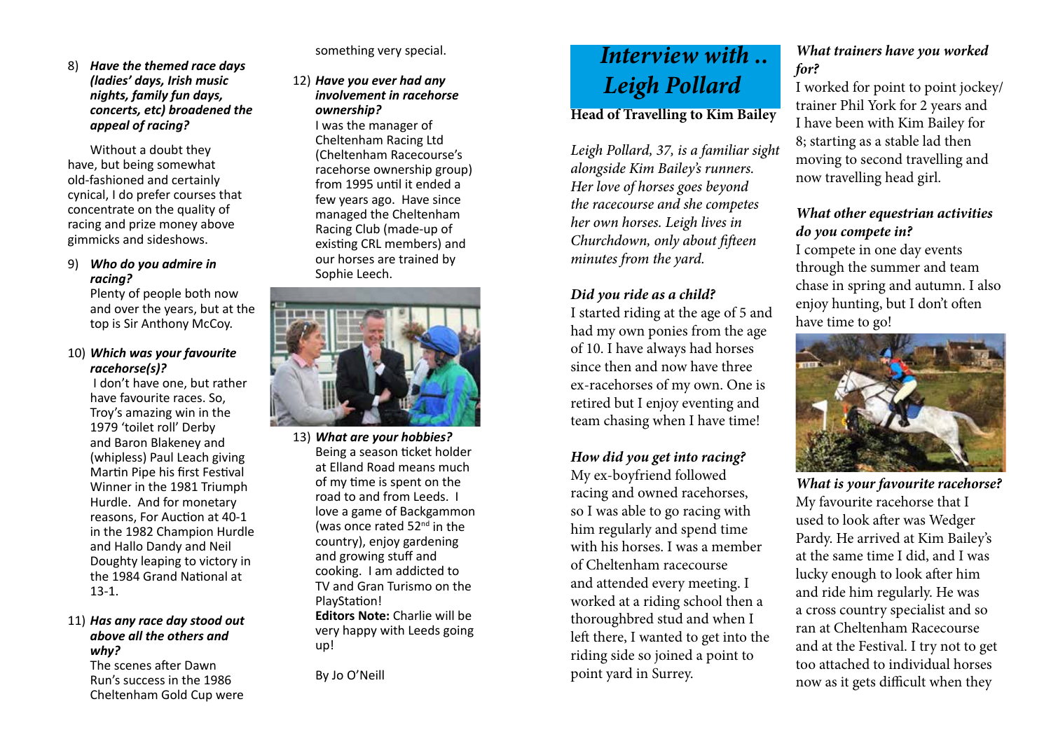8) ***Have the themed race days (ladies' days, Irish music nights, family fun days, concerts, etc) broadened the appeal of racing?***

Without a doubt they have, but being somewhat old-fashioned and certainly cynical, I do prefer courses that concentrate on the quality of racing and prize money above gimmicks and sideshows.

9) ***Who do you admire in racing?***
Plenty of people both now and over the years, but at the top is Sir Anthony McCoy.

10) ***Which was your favourite racehorse(s)?***
I don't have one, but rather have favourite races. So, Troy's amazing win in the 1979 'toilet roll' Derby and Baron Blakeney and (whipless) Paul Leach giving Martin Pipe his first Festival Winner in the 1981 Triumph Hurdle. And for monetary reasons, For Auction at 40-1 in the 1982 Champion Hurdle and Hallo Dandy and Neil Doughty leaping to victory in the 1984 Grand National at 13-1.

11) ***Has any race day stood out above all the others and why?***
The scenes after Dawn Run's success in the 1986 Cheltenham Gold Cup were something very special.

12) ***Have you ever had any involvement in racehorse ownership?***
I was the manager of Cheltenham Racing Ltd (Cheltenham Racecourse's racehorse ownership group) from 1995 until it ended a few years ago. Have since managed the Cheltenham Racing Club (made-up of existing CRL members) and our horses are trained by Sophie Leech.

13) ***What are your hobbies?***
Being a season ticket holder at Elland Road means much of my time is spent on the road to and from Leeds. I love a game of Backgammon (was once rated 52nd in the country), enjoy gardening and growing stuff and cooking. I am addicted to TV and Gran Turismo on the PlayStation!
**Editors Note:** Charlie will be very happy with Leeds going up!

By Jo O'Neill

# *Interview with .. Leigh Pollard*

**Head of Travelling to Kim Bailey**

*Leigh Pollard, 37, is a familiar sight alongside Kim Bailey's runners. Her love of horses goes beyond the racecourse and she competes her own horses. Leigh lives in Churchdown, only about fifteen minutes from the yard.*

### *Did you ride as a child?*

I started riding at the age of 5 and had my own ponies from the age of 10. I have always had horses since then and now have three ex-racehorses of my own. One is retired but I enjoy eventing and team chasing when I have time!

### *How did you get into racing?*

My ex-boyfriend followed racing and owned racehorses, so I was able to go racing with him regularly and spend time with his horses. I was a member of Cheltenham racecourse and attended every meeting. I worked at a riding school then a thoroughbred stud and when I left there, I wanted to get into the riding side so joined a point to point yard in Surrey.

### *What trainers have you worked for?*

I worked for point to point jockey/ trainer Phil York for 2 years and I have been with Kim Bailey for 8; starting as a stable lad then moving to second travelling and now travelling head girl.

### *What other equestrian activities do you compete in?*

I compete in one day events through the summer and team chase in spring and autumn. I also enjoy hunting, but I don't often have time to go!

### *What is your favourite racehorse?*

My favourite racehorse that I used to look after was Wedger Pardy. He arrived at Kim Bailey's at the same time I did, and I was lucky enough to look after him and ride him regularly. He was a cross country specialist and so ran at Cheltenham Racecourse and at the Festival. I try not to get too attached to individual horses now as it gets difficult when they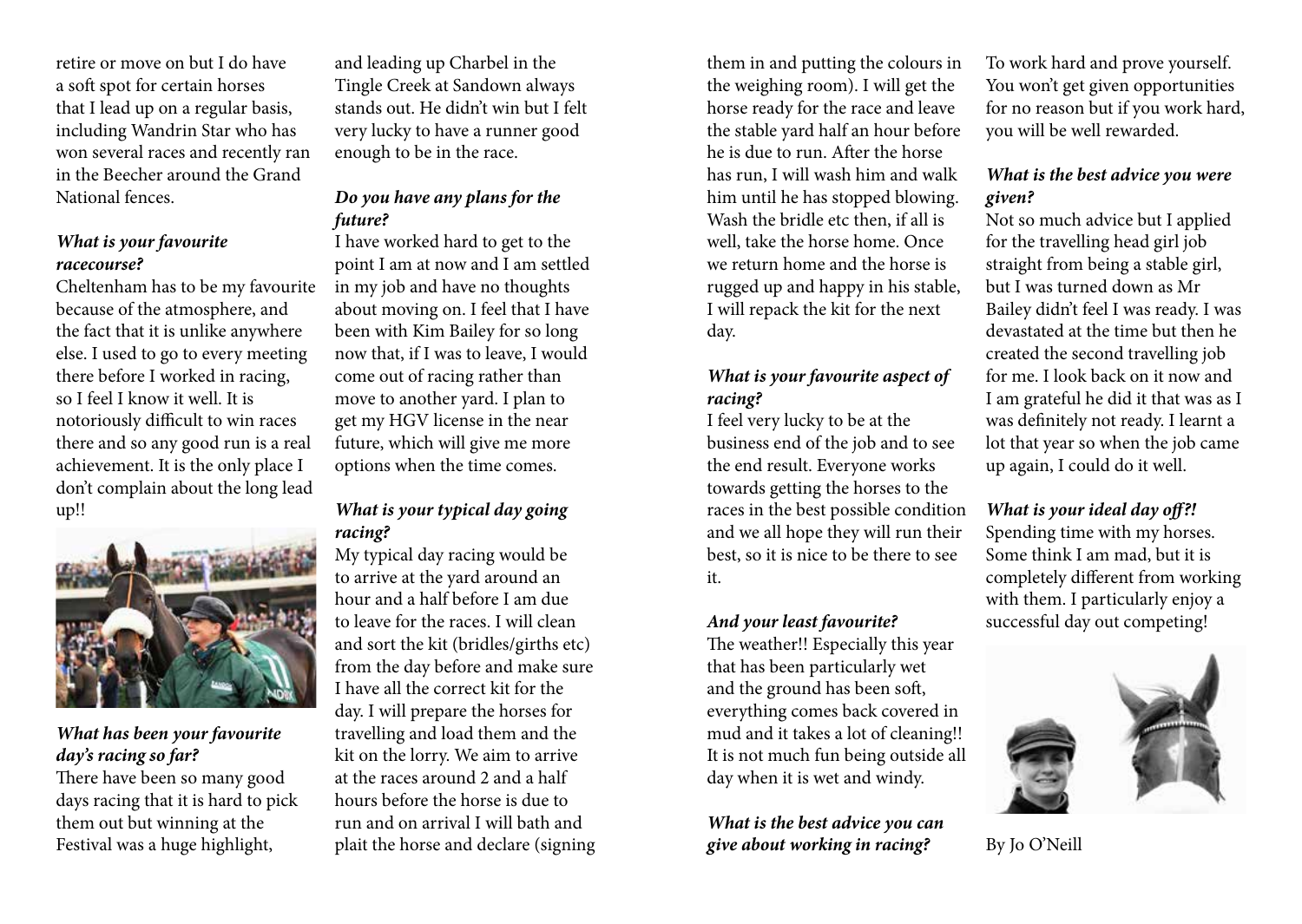retire or move on but I do have a soft spot for certain horses that I lead up on a regular basis, including Wandrin Star who has won several races and recently ran in the Beecher around the Grand National fences.

***What is your favourite racecourse?***

Cheltenham has to be my favourite because of the atmosphere, and the fact that it is unlike anywhere else. I used to go to every meeting there before I worked in racing, so I feel I know it well. It is notoriously difficult to win races there and so any good run is a real achievement. It is the only place I don't complain about the long lead up!!

***What has been your favourite day's racing so far?***

There have been so many good days racing that it is hard to pick them out but winning at the Festival was a huge highlight, and leading up Charbel in the Tingle Creek at Sandown always stands out. He didn't win but I felt very lucky to have a runner good enough to be in the race.

***Do you have any plans for the future?***

I have worked hard to get to the point I am at now and I am settled in my job and have no thoughts about moving on. I feel that I have been with Kim Bailey for so long now that, if I was to leave, I would come out of racing rather than move to another yard. I plan to get my HGV license in the near future, which will give me more options when the time comes.

***What is your typical day going racing?***

My typical day racing would be to arrive at the yard around an hour and a half before I am due to leave for the races. I will clean and sort the kit (bridles/girths etc) from the day before and make sure I have all the correct kit for the day. I will prepare the horses for travelling and load them and the kit on the lorry. We aim to arrive at the races around 2 and a half hours before the horse is due to run and on arrival I will bath and plait the horse and declare (signing them in and putting the colours in the weighing room). I will get the horse ready for the race and leave the stable yard half an hour before he is due to run. After the horse has run, I will wash him and walk him until he has stopped blowing. Wash the bridle etc then, if all is well, take the horse home. Once we return home and the horse is rugged up and happy in his stable, I will repack the kit for the next day.

***What is your favourite aspect of racing?***

I feel very lucky to be at the business end of the job and to see the end result. Everyone works towards getting the horses to the races in the best possible condition and we all hope they will run their best, so it is nice to be there to see it.

***And your least favourite?***

The weather!! Especially this year that has been particularly wet and the ground has been soft, everything comes back covered in mud and it takes a lot of cleaning!! It is not much fun being outside all day when it is wet and windy.

***What is the best advice you can give about working in racing?***

To work hard and prove yourself. You won't get given opportunities for no reason but if you work hard, you will be well rewarded.

***What is the best advice you were given?***

Not so much advice but I applied for the travelling head girl job straight from being a stable girl, but I was turned down as Mr Bailey didn't feel I was ready. I was devastated at the time but then he created the second travelling job for me. I look back on it now and I am grateful he did it that was as I was definitely not ready. I learnt a lot that year so when the job came up again, I could do it well.

***What is your ideal day off?!***

Spending time with my horses. Some think I am mad, but it is completely different from working with them. I particularly enjoy a successful day out competing!

By Jo O'Neill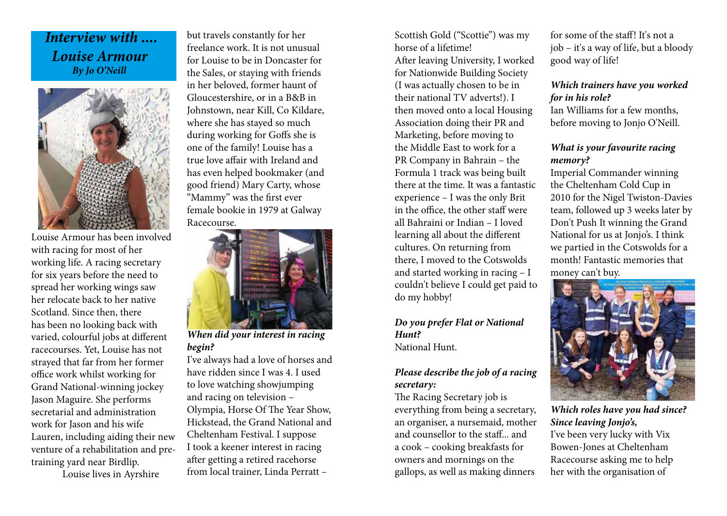## *Interview with .... Louise Armour*

***By Jo O'Neill***

Louise Armour has been involved with racing for most of her working life. A racing secretary for six years before the need to spread her working wings saw her relocate back to her native Scotland. Since then, there has been no looking back with varied, colourful jobs at different racecourses. Yet, Louise has not strayed that far from her former office work whilst working for Grand National-winning jockey Jason Maguire. She performs secretarial and administration work for Jason and his wife Lauren, including aiding their new venture of a rehabilitation and pre-training yard near Birdlip.

Louise lives in Ayrshire but travels constantly for her freelance work. It is not unusual for Louise to be in Doncaster for the Sales, or staying with friends in her beloved, former haunt of Gloucestershire, or in a B&B in Johnstown, near Kill, Co Kildare, where she has stayed so much during working for Goffs she is one of the family! Louise has a true love affair with Ireland and has even helped bookmaker (and good friend) Mary Carty, whose "Mammy" was the first ever female bookie in 1979 at Galway Racecourse.

***When did your interest in racing begin?***

I've always had a love of horses and have ridden since I was 4. I used to love watching showjumping and racing on television – Olympia, Horse Of The Year Show, Hickstead, the Grand National and Cheltenham Festival. I suppose I took a keener interest in racing after getting a retired racehorse from local trainer, Linda Perratt – Scottish Gold ("Scottie") was my horse of a lifetime!

After leaving University, I worked for Nationwide Building Society (I was actually chosen to be in their national TV adverts!). I then moved onto a local Housing Association doing their PR and Marketing, before moving to the Middle East to work for a PR Company in Bahrain – the Formula 1 track was being built there at the time. It was a fantastic experience – I was the only Brit in the office, the other staff were all Bahraini or Indian – I loved learning all about the different cultures. On returning from there, I moved to the Cotswolds and started working in racing – I couldn't believe I could get paid to do my hobby!

***Do you prefer Flat or National Hunt?***

National Hunt.

***Please describe the job of a racing secretary:***

The Racing Secretary job is everything from being a secretary, an organiser, a nursemaid, mother and counsellor to the staff... and a cook – cooking breakfasts for owners and mornings on the gallops, as well as making dinners for some of the staff! It's not a job – it's a way of life, but a bloody good way of life!

***Which trainers have you worked for in his role?***

Ian Williams for a few months, before moving to Jonjo O'Neill.

***What is your favourite racing memory?***

Imperial Commander winning the Cheltenham Cold Cup in 2010 for the Nigel Twiston-Davies team, followed up 3 weeks later by Don't Push It winning the Grand National for us at Jonjo's. I think we partied in the Cotswolds for a month! Fantastic memories that money can't buy.

***Which roles have you had since? Since leaving Jonjo's,***

I've been very lucky with Vix Bowen-Jones at Cheltenham Racecourse asking me to help her with the organisation of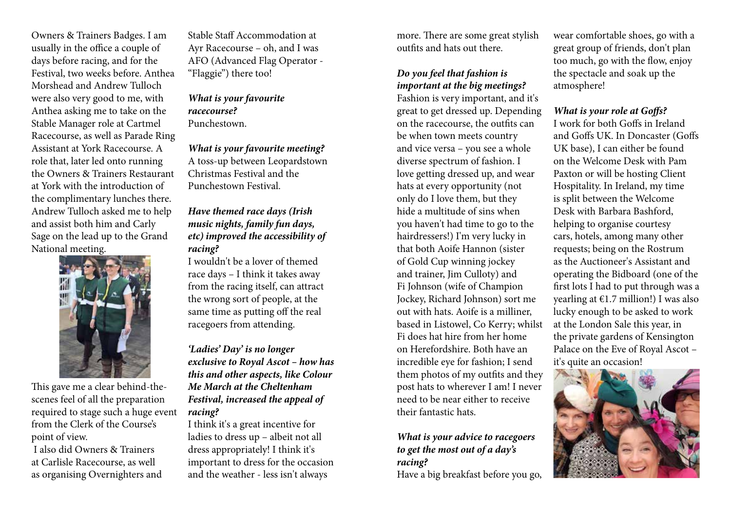Owners & Trainers Badges. I am usually in the office a couple of days before racing, and for the Festival, two weeks before. Anthea Morshead and Andrew Tulloch were also very good to me, with Anthea asking me to take on the Stable Manager role at Cartmel Racecourse, as well as Parade Ring Assistant at York Racecourse. A role that, later led onto running the Owners & Trainers Restaurant at York with the introduction of the complimentary lunches there. Andrew Tulloch asked me to help and assist both him and Carly Sage on the lead up to the Grand National meeting.

This gave me a clear behind-the-scenes feel of all the preparation required to stage such a huge event from the Clerk of the Course's point of view.

I also did Owners & Trainers at Carlisle Racecourse, as well as organising Overnighters and Stable Staff Accommodation at Ayr Racecourse – oh, and I was AFO (Advanced Flag Operator - "Flaggie") there too!

***What is your favourite racecourse?***
Punchestown.

***What is your favourite meeting?***
A toss-up between Leopardstown Christmas Festival and the Punchestown Festival.

***Have themed race days (Irish music nights, family fun days, etc) improved the accessibility of racing?***
I wouldn't be a lover of themed race days – I think it takes away from the racing itself, can attract the wrong sort of people, at the same time as putting off the real racegoers from attending.

***'Ladies' Day' is no longer exclusive to Royal Ascot – how has this and other aspects, like Colour Me March at the Cheltenham Festival, increased the appeal of racing?***
I think it's a great incentive for ladies to dress up – albeit not all dress appropriately! I think it's important to dress for the occasion and the weather - less isn't always more. There are some great stylish outfits and hats out there.

***Do you feel that fashion is important at the big meetings?***
Fashion is very important, and it's great to get dressed up. Depending on the racecourse, the outfits can be when town meets country and vice versa – you see a whole diverse spectrum of fashion. I love getting dressed up, and wear hats at every opportunity (not only do I love them, but they hide a multitude of sins when you haven't had time to go to the hairdressers!) I'm very lucky in that both Aoife Hannon (sister of Gold Cup winning jockey and trainer, Jim Culloty) and Fi Johnson (wife of Champion Jockey, Richard Johnson) sort me out with hats. Aoife is a milliner, based in Listowel, Co Kerry; whilst Fi does hat hire from her home on Herefordshire. Both have an incredible eye for fashion; I send them photos of my outfits and they post hats to wherever I am! I never need to be near either to receive their fantastic hats.

***What is your advice to racegoers to get the most out of a day's racing?***
Have a big breakfast before you go, wear comfortable shoes, go with a great group of friends, don't plan too much, go with the flow, enjoy the spectacle and soak up the atmosphere!

***What is your role at Goffs?***
I work for both Goffs in Ireland and Goffs UK. In Doncaster (Goffs UK base), I can either be found on the Welcome Desk with Pam Paxton or will be hosting Client Hospitality. In Ireland, my time is split between the Welcome Desk with Barbara Bashford, helping to organise courtesy cars, hotels, among many other requests; being on the Rostrum as the Auctioneer's Assistant and operating the Bidboard (one of the first lots I had to put through was a yearling at €1.7 million!) I was also lucky enough to be asked to work at the London Sale this year, in the private gardens of Kensington Palace on the Eve of Royal Ascot – it's quite an occasion!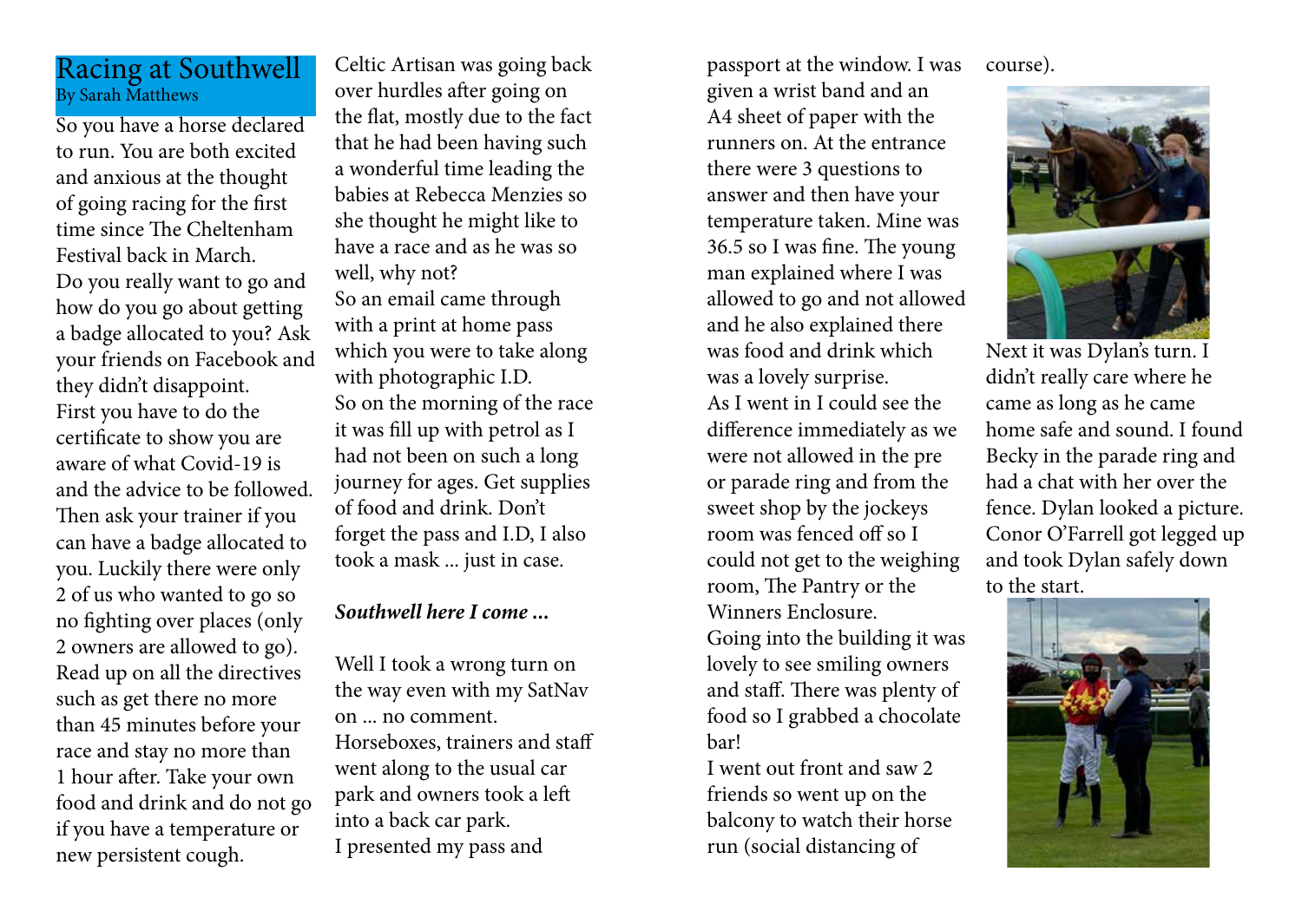# Racing at Southwell

By Sarah Matthews

So you have a horse declared to run. You are both excited and anxious at the thought of going racing for the first time since The Cheltenham Festival back in March.

Do you really want to go and how do you go about getting a badge allocated to you? Ask your friends on Facebook and they didn't disappoint.

First you have to do the certificate to show you are aware of what Covid-19 is and the advice to be followed. Then ask your trainer if you can have a badge allocated to you. Luckily there were only 2 of us who wanted to go so no fighting over places (only 2 owners are allowed to go). Read up on all the directives such as get there no more than 45 minutes before your race and stay no more than 1 hour after. Take your own food and drink and do not go if you have a temperature or new persistent cough.

Celtic Artisan was going back over hurdles after going on the flat, mostly due to the fact that he had been having such a wonderful time leading the babies at Rebecca Menzies so she thought he might like to have a race and as he was so well, why not?

So an email came through with a print at home pass which you were to take along with photographic I.D.

So on the morning of the race it was fill up with petrol as I had not been on such a long journey for ages. Get supplies of food and drink. Don't forget the pass and I.D, I also took a mask ... just in case.

***Southwell here I come ...***

Well I took a wrong turn on the way even with my SatNav on ... no comment.

Horseboxes, trainers and staff went along to the usual car park and owners took a left into a back car park.

I presented my pass and passport at the window. I was given a wrist band and an A4 sheet of paper with the runners on. At the entrance there were 3 questions to answer and then have your temperature taken. Mine was 36.5 so I was fine. The young man explained where I was allowed to go and not allowed and he also explained there was food and drink which was a lovely surprise.

As I went in I could see the difference immediately as we were not allowed in the pre or parade ring and from the sweet shop by the jockeys room was fenced off so I could not get to the weighing room, The Pantry or the Winners Enclosure.

Going into the building it was lovely to see smiling owners and staff. There was plenty of food so I grabbed a chocolate bar!

I went out front and saw 2 friends so went up on the balcony to watch their horse run (social distancing of course).

Next it was Dylan's turn. I didn't really care where he came as long as he came home safe and sound. I found Becky in the parade ring and had a chat with her over the fence. Dylan looked a picture. Conor O'Farrell got legged up and took Dylan safely down to the start.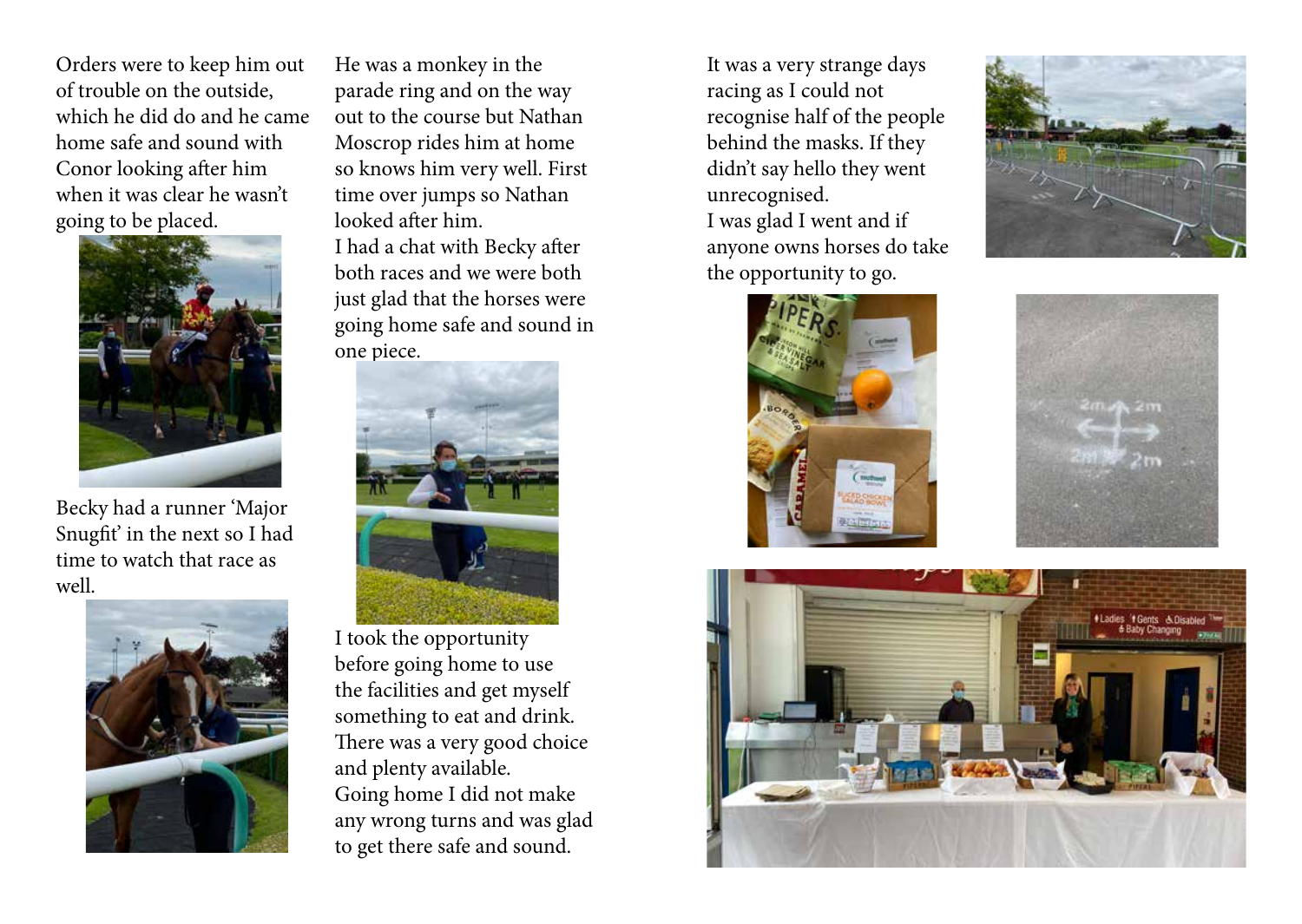Orders were to keep him out of trouble on the outside, which he did do and he came home safe and sound with Conor looking after him when it was clear he wasn't going to be placed.

Becky had a runner 'Major Snugfit' in the next so I had time to watch that race as well.

He was a monkey in the parade ring and on the way out to the course but Nathan Moscrop rides him at home so knows him very well. First time over jumps so Nathan looked after him.

I had a chat with Becky after both races and we were both just glad that the horses were going home safe and sound in one piece.

I took the opportunity before going home to use the facilities and get myself something to eat and drink. There was a very good choice and plenty available.

Going home I did not make any wrong turns and was glad to get there safe and sound.

It was a very strange days racing as I could not recognise half of the people behind the masks. If they didn't say hello they went unrecognised.

I was glad I went and if anyone owns horses do take the opportunity to go.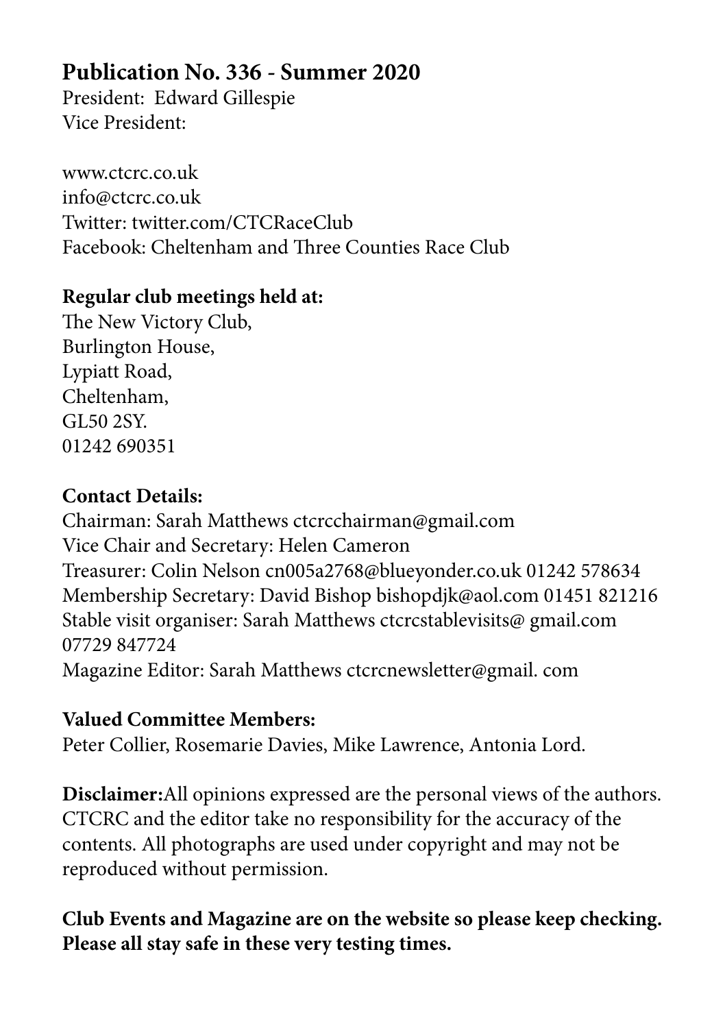# Publication No. 336 - Summer 2020

President: Edward Gillespie
Vice President:

www.ctcrc.co.uk
info@ctcrc.co.uk
Twitter: twitter.com/CTCRaceClub
Facebook: Cheltenham and Three Counties Race Club

**Regular club meetings held at:**
The New Victory Club,
Burlington House,
Lypiatt Road,
Cheltenham,
GL50 2SY.
01242 690351

**Contact Details:**
Chairman: Sarah Matthews ctcrcchairman@gmail.com
Vice Chair and Secretary: Helen Cameron
Treasurer: Colin Nelson cn005a2768@blueyonder.co.uk 01242 578634
Membership Secretary: David Bishop bishopdjk@aol.com 01451 821216
Stable visit organiser: Sarah Matthews ctcrcstablevisits@ gmail.com 07729 847724
Magazine Editor: Sarah Matthews ctcrcnewsletter@gmail. com

**Valued Committee Members:**
Peter Collier, Rosemarie Davies, Mike Lawrence, Antonia Lord.

**Disclaimer:**All opinions expressed are the personal views of the authors. CTCRC and the editor take no responsibility for the accuracy of the contents. All photographs are used under copyright and may not be reproduced without permission.

**Club Events and Magazine are on the website so please keep checking. Please all stay safe in these very testing times.**